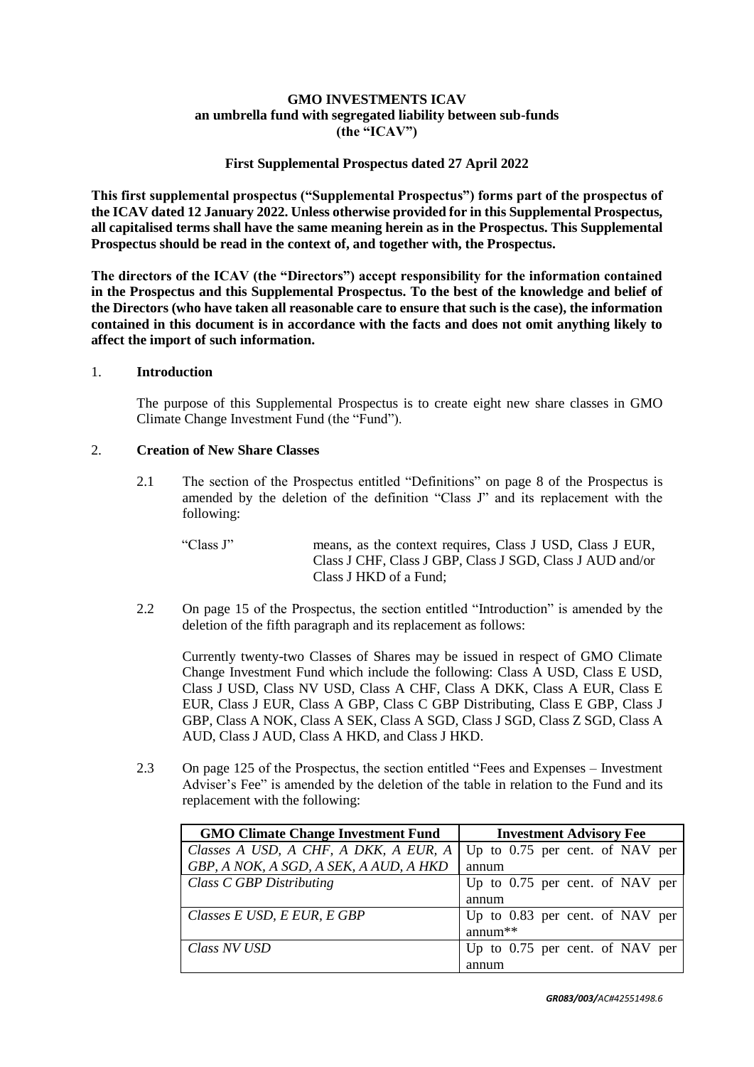**GMO INVESTMENTS ICAV**
**an umbrella fund with segregated liability between sub-funds**
**(the "ICAV")**

**First Supplemental Prospectus dated 27 April 2022**

**This first supplemental prospectus ("Supplemental Prospectus") forms part of the prospectus of the ICAV dated 12 January 2022. Unless otherwise provided for in this Supplemental Prospectus, all capitalised terms shall have the same meaning herein as in the Prospectus. This Supplemental Prospectus should be read in the context of, and together with, the Prospectus.**

**The directors of the ICAV (the "Directors") accept responsibility for the information contained in the Prospectus and this Supplemental Prospectus. To the best of the knowledge and belief of the Directors (who have taken all reasonable care to ensure that such is the case), the information contained in this document is in accordance with the facts and does not omit anything likely to affect the import of such information.**

1. **Introduction**

   The purpose of this Supplemental Prospectus is to create eight new share classes in GMO Climate Change Investment Fund (the "Fund").

2. **Creation of New Share Classes**

   2.1 The section of the Prospectus entitled "Definitions" on page 8 of the Prospectus is amended by the deletion of the definition "Class J" and its replacement with the following:

   "Class J" means, as the context requires, Class J USD, Class J EUR, Class J CHF, Class J GBP, Class J SGD, Class J AUD and/or Class J HKD of a Fund;

   2.2 On page 15 of the Prospectus, the section entitled "Introduction" is amended by the deletion of the fifth paragraph and its replacement as follows:

   Currently twenty-two Classes of Shares may be issued in respect of GMO Climate Change Investment Fund which include the following: Class A USD, Class E USD, Class J USD, Class NV USD, Class A CHF, Class A DKK, Class A EUR, Class E EUR, Class J EUR, Class A GBP, Class C GBP Distributing, Class E GBP, Class J GBP, Class A NOK, Class A SEK, Class A SGD, Class J SGD, Class Z SGD, Class A AUD, Class J AUD, Class A HKD, and Class J HKD.

   2.3 On page 125 of the Prospectus, the section entitled "Fees and Expenses – Investment Adviser's Fee" is amended by the deletion of the table in relation to the Fund and its replacement with the following:

| GMO Climate Change Investment Fund | Investment Advisory Fee |
|---|---|
| *Classes A USD, A CHF, A DKK, A EUR, A GBP, A NOK, A SGD, A SEK, A AUD, A HKD* | Up to 0.75 per cent. of NAV per annum |
| *Class C GBP Distributing* | Up to 0.75 per cent. of NAV per annum |
| *Classes E USD, E EUR, E GBP* | Up to 0.83 per cent. of NAV per annum** |
| *Class NV USD* | Up to 0.75 per cent. of NAV per annum |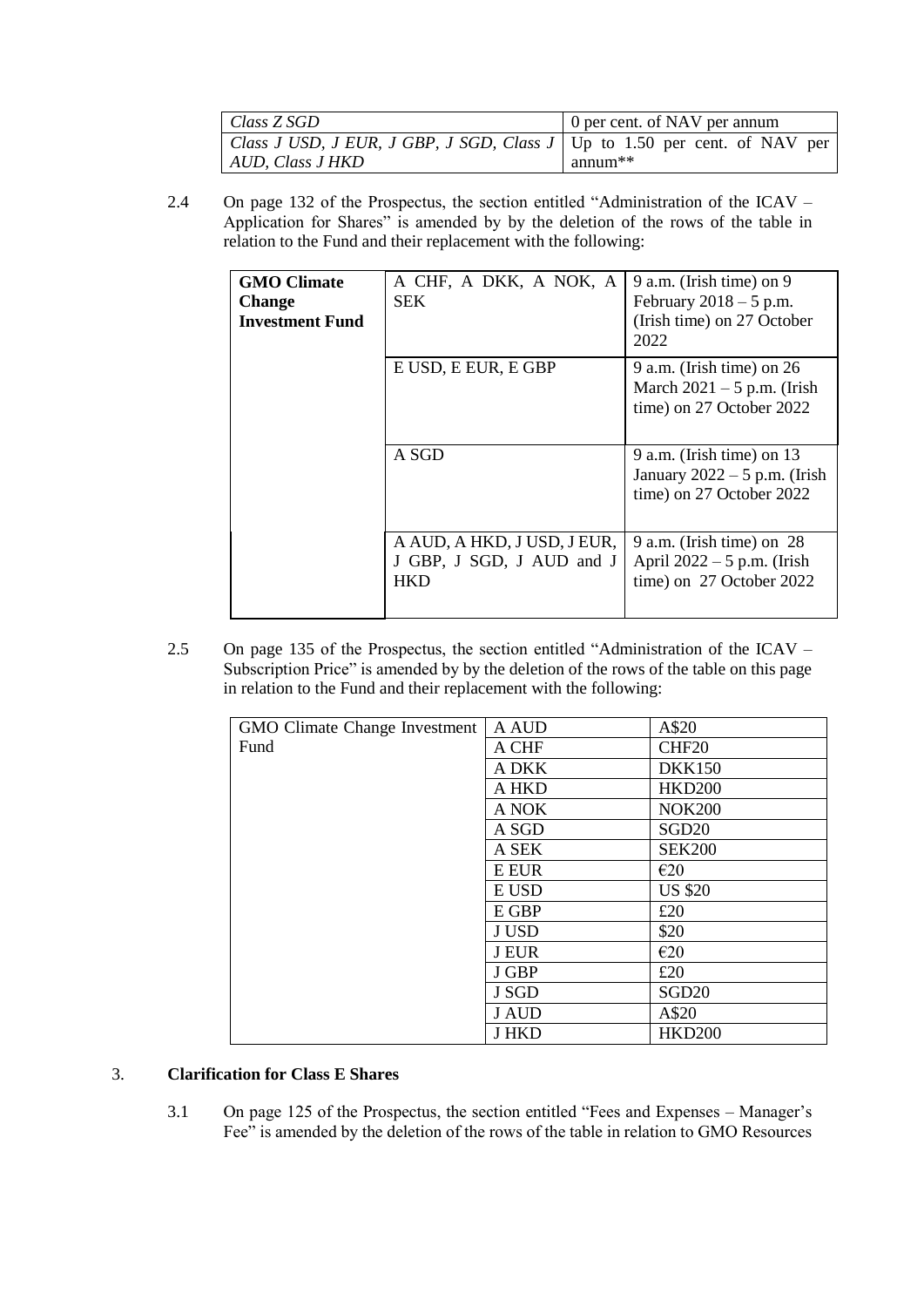| *Class Z SGD* | 0 per cent. of NAV per annum |
|---|---|
| *Class J USD, J EUR, J GBP, J SGD, Class J AUD, Class J HKD* | Up to 1.50 per cent. of NAV per annum** |

2.4 On page 132 of the Prospectus, the section entitled "Administration of the ICAV – Application for Shares" is amended by by the deletion of the rows of the table in relation to the Fund and their replacement with the following:

| **GMO Climate Change Investment Fund** | A CHF, A DKK, A NOK, A SEK | 9 a.m. (Irish time) on 9 February 2018 – 5 p.m. (Irish time) on 27 October 2022 |
|---|---|---|
| | E USD, E EUR, E GBP | 9 a.m. (Irish time) on 26 March 2021 – 5 p.m. (Irish time) on 27 October 2022 |
| | A SGD | 9 a.m. (Irish time) on 13 January 2022 – 5 p.m. (Irish time) on 27 October 2022 |
| | A AUD, A HKD, J USD, J EUR, J GBP, J SGD, J AUD and J HKD | 9 a.m. (Irish time) on 28 April 2022 – 5 p.m. (Irish time) on 27 October 2022 |

2.5 On page 135 of the Prospectus, the section entitled "Administration of the ICAV – Subscription Price" is amended by by the deletion of the rows of the table on this page in relation to the Fund and their replacement with the following:

| GMO Climate Change Investment Fund | A AUD | A$20 |
|---|---|---|
| | A CHF | CHF20 |
| | A DKK | DKK150 |
| | A HKD | HKD200 |
| | A NOK | NOK200 |
| | A SGD | SGD20 |
| | A SEK | SEK200 |
| | E EUR | €20 |
| | E USD | US $20 |
| | E GBP | £20 |
| | J USD | $20 |
| | J EUR | €20 |
| | J GBP | £20 |
| | J SGD | SGD20 |
| | J AUD | A$20 |
| | J HKD | HKD200 |

## 3. **Clarification for Class E Shares**

3.1 On page 125 of the Prospectus, the section entitled "Fees and Expenses – Manager's Fee" is amended by the deletion of the rows of the table in relation to GMO Resources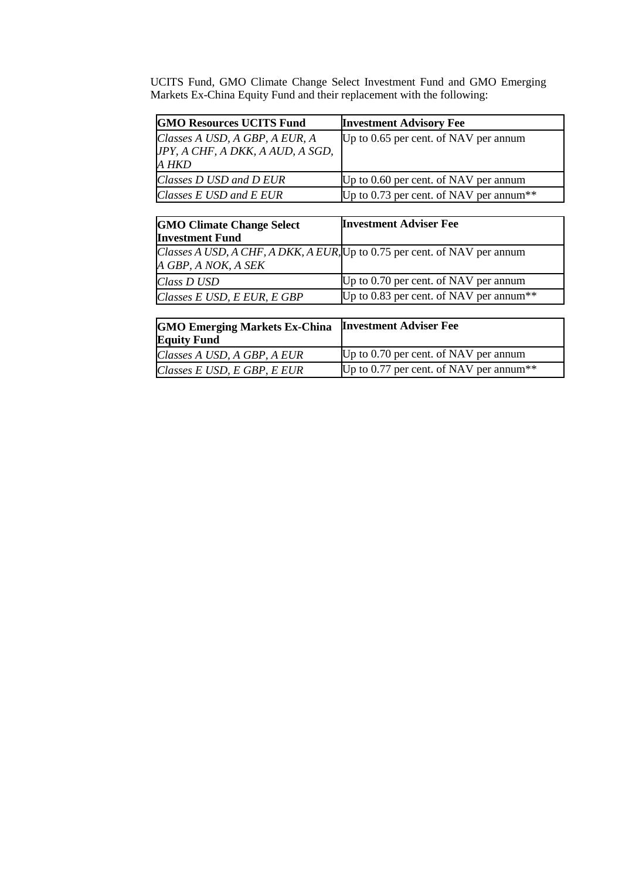UCITS Fund, GMO Climate Change Select Investment Fund and GMO Emerging Markets Ex-China Equity Fund and their replacement with the following:

| **GMO Resources UCITS Fund** | **Investment Advisory Fee** |
|---|---|
| *Classes A USD, A GBP, A EUR, A JPY, A CHF, A DKK, A AUD, A SGD, A HKD* | Up to 0.65 per cent. of NAV per annum |
| *Classes D USD and D EUR* | Up to 0.60 per cent. of NAV per annum |
| *Classes E USD and E EUR* | Up to 0.73 per cent. of NAV per annum** |

| **GMO Climate Change Select Investment Fund** | **Investment Adviser Fee** |
|---|---|
| *Classes A USD, A CHF, A DKK, A EUR, A GBP, A NOK, A SEK* | Up to 0.75 per cent. of NAV per annum |
| *Class D USD* | Up to 0.70 per cent. of NAV per annum |
| *Classes E USD, E EUR, E GBP* | Up to 0.83 per cent. of NAV per annum** |

| **GMO Emerging Markets Ex-China Equity Fund** | **Investment Adviser Fee** |
|---|---|
| *Classes A USD, A GBP, A EUR* | Up to 0.70 per cent. of NAV per annum |
| *Classes E USD, E GBP, E EUR* | Up to 0.77 per cent. of NAV per annum** |